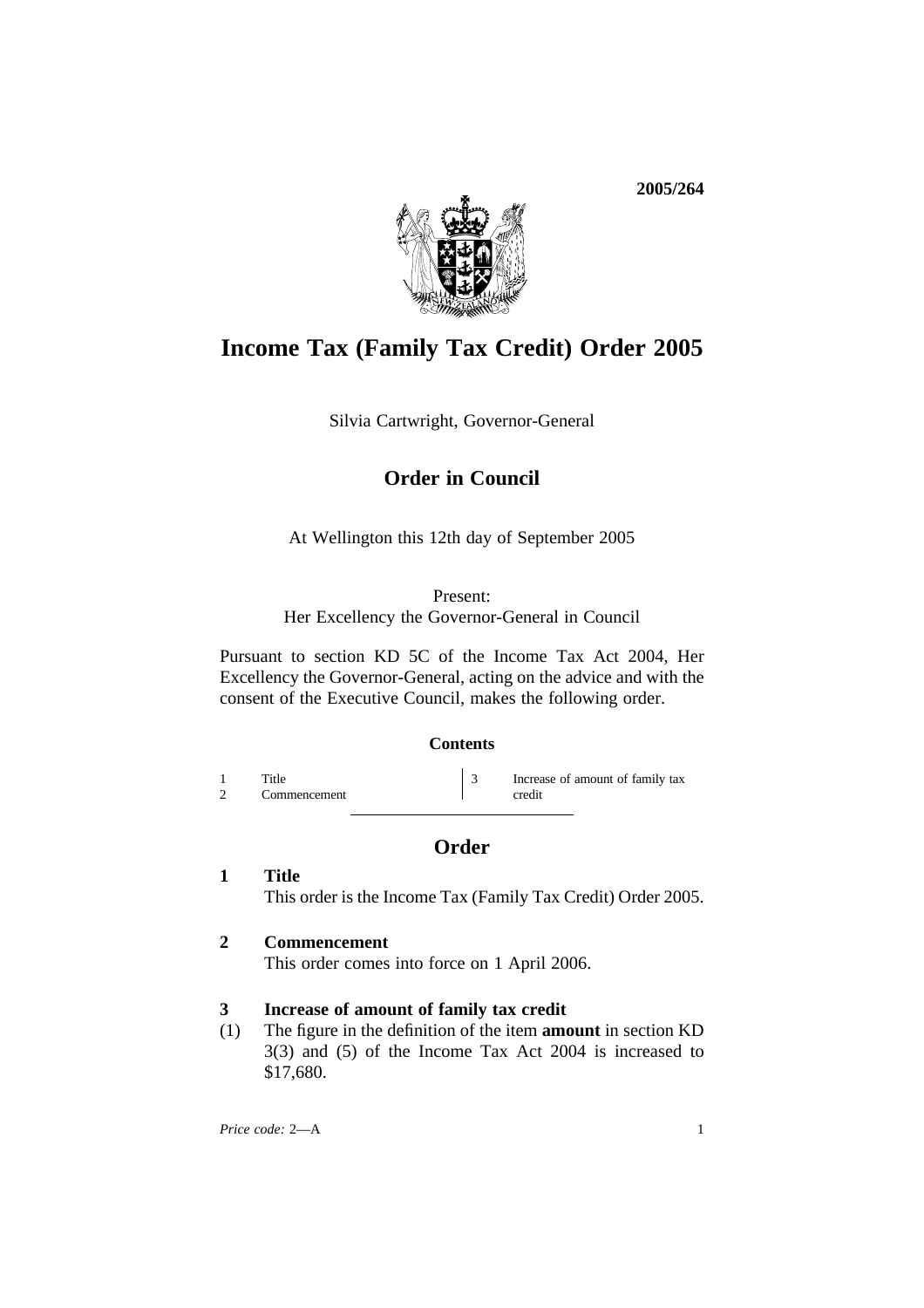2005/264

# Income Tax (Family Tax Credit) Order 2005

Silvia Cartwright, Governor-General

## Order in Council

At Wellington this 12th day of September 2005

Present:
Her Excellency the Governor-General in Council

Pursuant to section KD 5C of the Income Tax Act 2004, Her Excellency the Governor-General, acting on the advice and with the consent of the Executive Council, makes the following order.

### Contents

1 Title
2 Commencement
3 Increase of amount of family tax credit

## Order

### 1 Title

This order is the Income Tax (Family Tax Credit) Order 2005.

### 2 Commencement

This order comes into force on 1 April 2006.

### 3 Increase of amount of family tax credit

(1) The figure in the definition of the item **amount** in section KD 3(3) and (5) of the Income Tax Act 2004 is increased to $17,680.

*Price code:* 2—A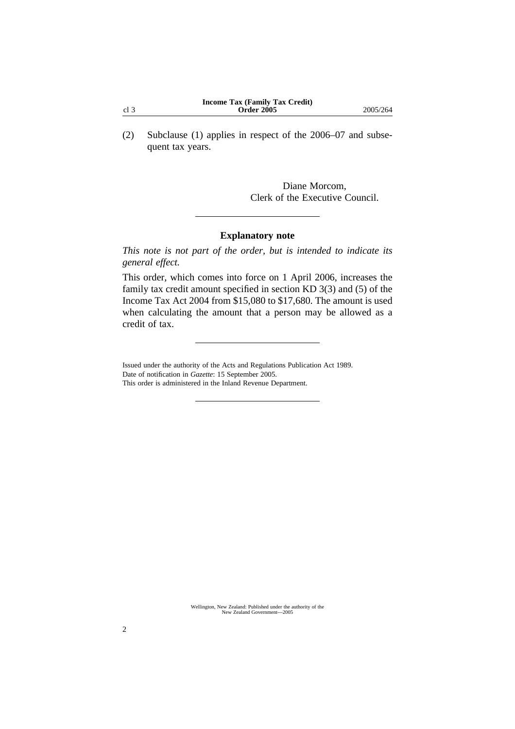(2) Subclause (1) applies in respect of the 2006–07 and subsequent tax years.

Diane Morcom,
Clerk of the Executive Council.

---

## Explanatory note

*This note is not part of the order, but is intended to indicate its general effect.*

This order, which comes into force on 1 April 2006, increases the family tax credit amount specified in section KD 3(3) and (5) of the Income Tax Act 2004 from $15,080 to $17,680. The amount is used when calculating the amount that a person may be allowed as a credit of tax.

---

Issued under the authority of the Acts and Regulations Publication Act 1989.
Date of notification in *Gazette*: 15 September 2005.
This order is administered in the Inland Revenue Department.

---

Wellington, New Zealand: Published under the authority of the New Zealand Government—2005